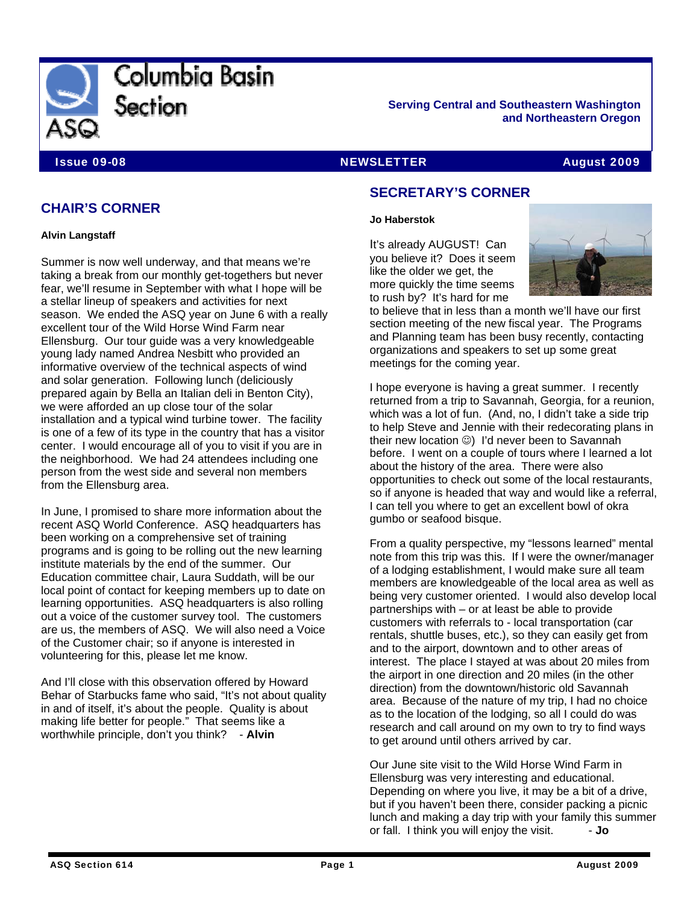# Columbia Basin Section

**Serving Central and Southeastern Washington and Northeastern Oregon**

**Issue 09-08** | **NEWSLETTER** | **August 2009**

## CHAIR'S CORNER

**Alvin Langstaff**

Summer is now well underway, and that means we're taking a break from our monthly get-togethers but never fear, we'll resume in September with what I hope will be a stellar lineup of speakers and activities for next season. We ended the ASQ year on June 6 with a really excellent tour of the Wild Horse Wind Farm near Ellensburg. Our tour guide was a very knowledgeable young lady named Andrea Nesbitt who provided an informative overview of the technical aspects of wind and solar generation. Following lunch (deliciously prepared again by Bella an Italian deli in Benton City), we were afforded an up close tour of the solar installation and a typical wind turbine tower. The facility is one of a few of its type in the country that has a visitor center. I would encourage all of you to visit if you are in the neighborhood. We had 24 attendees including one person from the west side and several non members from the Ellensburg area.

In June, I promised to share more information about the recent ASQ World Conference. ASQ headquarters has been working on a comprehensive set of training programs and is going to be rolling out the new learning institute materials by the end of the summer. Our Education committee chair, Laura Suddath, will be our local point of contact for keeping members up to date on learning opportunities. ASQ headquarters is also rolling out a voice of the customer survey tool. The customers are us, the members of ASQ. We will also need a Voice of the Customer chair; so if anyone is interested in volunteering for this, please let me know.

And I'll close with this observation offered by Howard Behar of Starbucks fame who said, "It's not about quality in and of itself, it's about the people. Quality is about making life better for people." That seems like a worthwhile principle, don't you think? - **Alvin**

## SECRETARY'S CORNER

**Jo Haberstok**

It's already AUGUST! Can you believe it? Does it seem like the older we get, the more quickly the time seems to rush by? It's hard for me to believe that in less than a month we'll have our first section meeting of the new fiscal year. The Programs and Planning team has been busy recently, contacting organizations and speakers to set up some great meetings for the coming year.

I hope everyone is having a great summer. I recently returned from a trip to Savannah, Georgia, for a reunion, which was a lot of fun. (And, no, I didn't take a side trip to help Steve and Jennie with their redecorating plans in their new location ☺) I'd never been to Savannah before. I went on a couple of tours where I learned a lot about the history of the area. There were also opportunities to check out some of the local restaurants, so if anyone is headed that way and would like a referral, I can tell you where to get an excellent bowl of okra gumbo or seafood bisque.

From a quality perspective, my "lessons learned" mental note from this trip was this. If I were the owner/manager of a lodging establishment, I would make sure all team members are knowledgeable of the local area as well as being very customer oriented. I would also develop local partnerships with – or at least be able to provide customers with referrals to - local transportation (car rentals, shuttle buses, etc.), so they can easily get from and to the airport, downtown and to other areas of interest. The place I stayed at was about 20 miles from the airport in one direction and 20 miles (in the other direction) from the downtown/historic old Savannah area. Because of the nature of my trip, I had no choice as to the location of the lodging, so all I could do was research and call around on my own to try to find ways to get around until others arrived by car.

Our June site visit to the Wild Horse Wind Farm in Ellensburg was very interesting and educational. Depending on where you live, it may be a bit of a drive, but if you haven't been there, consider packing a picnic lunch and making a day trip with your family this summer or fall. I think you will enjoy the visit. - **Jo**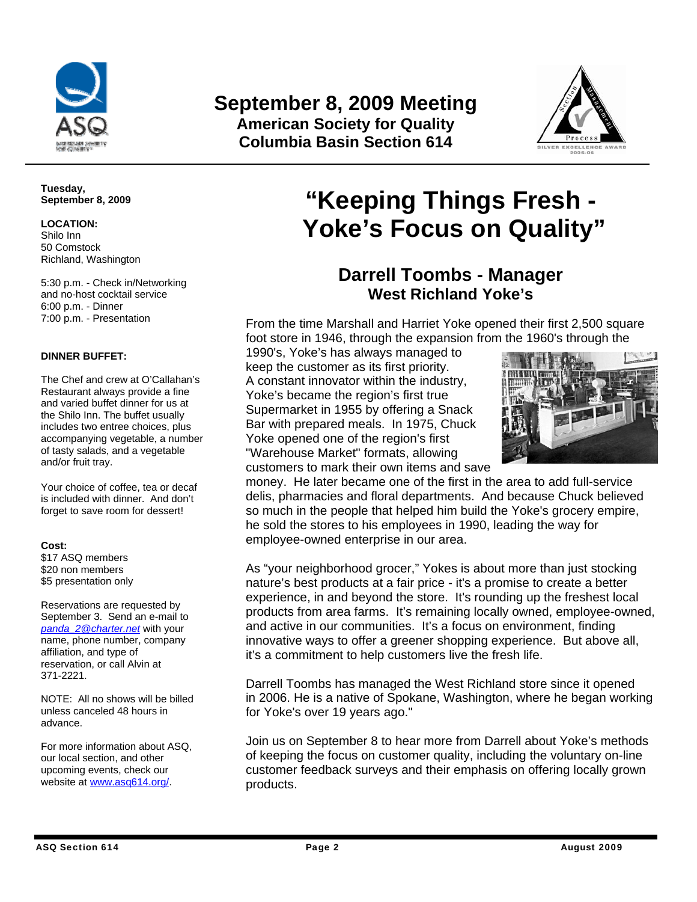# September 8, 2009 Meeting

**American Society for Quality**
**Columbia Basin Section 614**

**Tuesday, September 8, 2009**

**LOCATION:**
Shilo Inn
50 Comstock
Richland, Washington

5:30 p.m. - Check in/Networking and no-host cocktail service
6:00 p.m. - Dinner
7:00 p.m. - Presentation

**DINNER BUFFET:**

The Chef and crew at O'Callahan's Restaurant always provide a fine and varied buffet dinner for us at the Shilo Inn. The buffet usually includes two entree choices, plus accompanying vegetable, a number of tasty salads, and a vegetable and/or fruit tray.

Your choice of coffee, tea or decaf is included with dinner. And don't forget to save room for dessert!

**Cost:**
$17 ASQ members
$20 non members
$5 presentation only

Reservations are requested by September 3. Send an e-mail to *panda_2@charter.net* with your name, phone number, company affiliation, and type of reservation, or call Alvin at 371-2221.

NOTE: All no shows will be billed unless canceled 48 hours in advance.

For more information about ASQ, our local section, and other upcoming events, check our website at www.asq614.org/.

# "Keeping Things Fresh - Yoke's Focus on Quality"

## Darrell Toombs - Manager
### West Richland Yoke's

From the time Marshall and Harriet Yoke opened their first 2,500 square foot store in 1946, through the expansion from the 1960's through the 1990's, Yoke's has always managed to keep the customer as its first priority. A constant innovator within the industry, Yoke's became the region's first true Supermarket in 1955 by offering a Snack Bar with prepared meals. In 1975, Chuck Yoke opened one of the region's first "Warehouse Market" formats, allowing customers to mark their own items and save money. He later became one of the first in the area to add full-service delis, pharmacies and floral departments. And because Chuck believed so much in the people that helped him build the Yoke's grocery empire, he sold the stores to his employees in 1990, leading the way for employee-owned enterprise in our area.

As "your neighborhood grocer," Yokes is about more than just stocking nature's best products at a fair price - it's a promise to create a better experience, in and beyond the store. It's rounding up the freshest local products from area farms. It's remaining locally owned, employee-owned, and active in our communities. It's a focus on environment, finding innovative ways to offer a greener shopping experience. But above all, it's a commitment to help customers live the fresh life.

Darrell Toombs has managed the West Richland store since it opened in 2006. He is a native of Spokane, Washington, where he began working for Yoke's over 19 years ago."

Join us on September 8 to hear more from Darrell about Yoke's methods of keeping the focus on customer quality, including the voluntary on-line customer feedback surveys and their emphasis on offering locally grown products.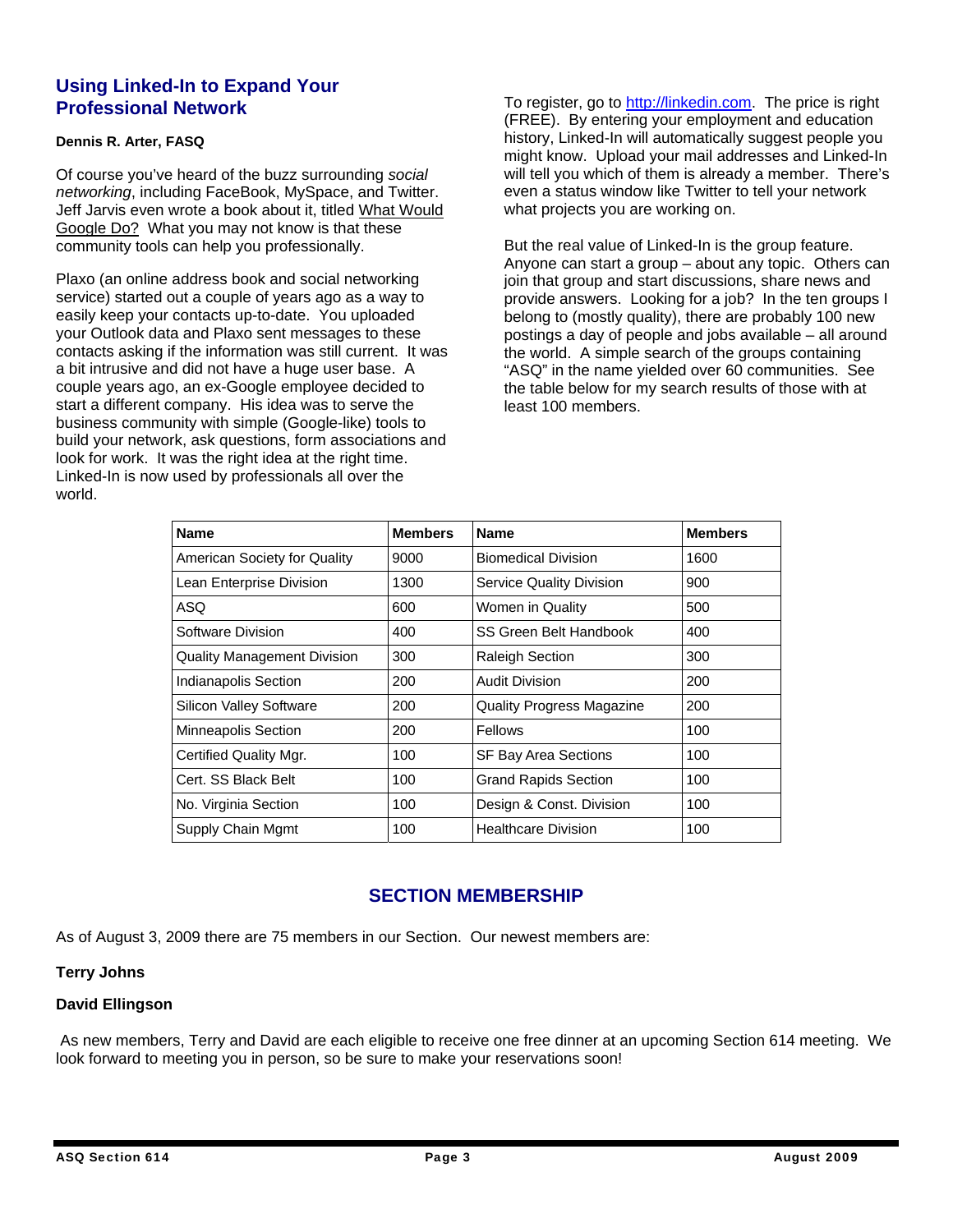## Using Linked-In to Expand Your Professional Network

**Dennis R. Arter, FASQ**

Of course you've heard of the buzz surrounding *social networking*, including FaceBook, MySpace, and Twitter. Jeff Jarvis even wrote a book about it, titled What Would Google Do? What you may not know is that these community tools can help you professionally.

Plaxo (an online address book and social networking service) started out a couple of years ago as a way to easily keep your contacts up-to-date. You uploaded your Outlook data and Plaxo sent messages to these contacts asking if the information was still current. It was a bit intrusive and did not have a huge user base. A couple years ago, an ex-Google employee decided to start a different company. His idea was to serve the business community with simple (Google-like) tools to build your network, ask questions, form associations and look for work. It was the right idea at the right time. Linked-In is now used by professionals all over the world.

To register, go to [http://linkedin.com](http://linkedin.com). The price is right (FREE). By entering your employment and education history, Linked-In will automatically suggest people you might know. Upload your mail addresses and Linked-In will tell you which of them is already a member. There's even a status window like Twitter to tell your network what projects you are working on.

But the real value of Linked-In is the group feature. Anyone can start a group – about any topic. Others can join that group and start discussions, share news and provide answers. Looking for a job? In the ten groups I belong to (mostly quality), there are probably 100 new postings a day of people and jobs available – all around the world. A simple search of the groups containing "ASQ" in the name yielded over 60 communities. See the table below for my search results of those with at least 100 members.

| Name | Members | Name | Members |
|---|---|---|---|
| American Society for Quality | 9000 | Biomedical Division | 1600 |
| Lean Enterprise Division | 1300 | Service Quality Division | 900 |
| ASQ | 600 | Women in Quality | 500 |
| Software Division | 400 | SS Green Belt Handbook | 400 |
| Quality Management Division | 300 | Raleigh Section | 300 |
| Indianapolis Section | 200 | Audit Division | 200 |
| Silicon Valley Software | 200 | Quality Progress Magazine | 200 |
| Minneapolis Section | 200 | Fellows | 100 |
| Certified Quality Mgr. | 100 | SF Bay Area Sections | 100 |
| Cert. SS Black Belt | 100 | Grand Rapids Section | 100 |
| No. Virginia Section | 100 | Design & Const. Division | 100 |
| Supply Chain Mgmt | 100 | Healthcare Division | 100 |

## SECTION MEMBERSHIP

As of August 3, 2009 there are 75 members in our Section. Our newest members are:

**Terry Johns**

**David Ellingson**

As new members, Terry and David are each eligible to receive one free dinner at an upcoming Section 614 meeting. We look forward to meeting you in person, so be sure to make your reservations soon!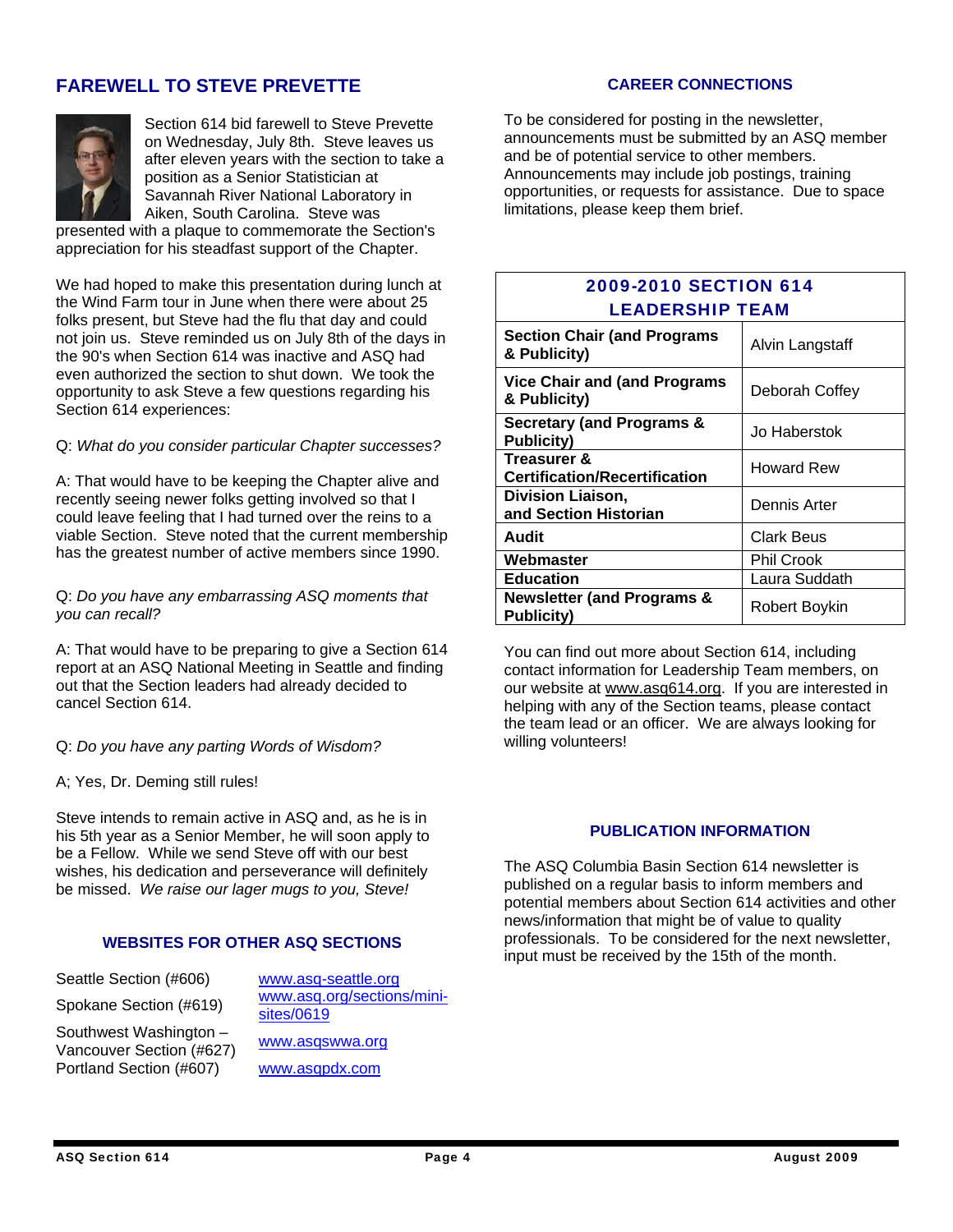## FAREWELL TO STEVE PREVETTE

Section 614 bid farewell to Steve Prevette on Wednesday, July 8th. Steve leaves us after eleven years with the section to take a position as a Senior Statistician at Savannah River National Laboratory in Aiken, South Carolina. Steve was presented with a plaque to commemorate the Section's appreciation for his steadfast support of the Chapter.

We had hoped to make this presentation during lunch at the Wind Farm tour in June when there were about 25 folks present, but Steve had the flu that day and could not join us. Steve reminded us on July 8th of the days in the 90's when Section 614 was inactive and ASQ had even authorized the section to shut down. We took the opportunity to ask Steve a few questions regarding his Section 614 experiences:

Q: *What do you consider particular Chapter successes?*

A: That would have to be keeping the Chapter alive and recently seeing newer folks getting involved so that I could leave feeling that I had turned over the reins to a viable Section. Steve noted that the current membership has the greatest number of active members since 1990.

Q: *Do you have any embarrassing ASQ moments that you can recall?*

A: That would have to be preparing to give a Section 614 report at an ASQ National Meeting in Seattle and finding out that the Section leaders had already decided to cancel Section 614.

Q: *Do you have any parting Words of Wisdom?*

A; Yes, Dr. Deming still rules!

Steve intends to remain active in ASQ and, as he is in his 5th year as a Senior Member, he will soon apply to be a Fellow. While we send Steve off with our best wishes, his dedication and perseverance will definitely be missed. *We raise our lager mugs to you, Steve!*

### WEBSITES FOR OTHER ASQ SECTIONS

| | |
|---|---|
| Seattle Section (#606) | www.asq-seattle.org |
| Spokane Section (#619) | www.asq.org/sections/mini-sites/0619 |
| Southwest Washington – Vancouver Section (#627) | www.asqswwa.org |
| Portland Section (#607) | www.asqpdx.com |

### CAREER CONNECTIONS

To be considered for posting in the newsletter, announcements must be submitted by an ASQ member and be of potential service to other members. Announcements may include job postings, training opportunities, or requests for assistance. Due to space limitations, please keep them brief.

| 2009-2010 SECTION 614 LEADERSHIP TEAM | |
|---|---|
| **Section Chair (and Programs & Publicity)** | Alvin Langstaff |
| **Vice Chair and (and Programs & Publicity)** | Deborah Coffey |
| **Secretary (and Programs & Publicity)** | Jo Haberstok |
| **Treasurer & Certification/Recertification** | Howard Rew |
| **Division Liaison, and Section Historian** | Dennis Arter |
| **Audit** | Clark Beus |
| **Webmaster** | Phil Crook |
| **Education** | Laura Suddath |
| **Newsletter (and Programs & Publicity)** | Robert Boykin |

You can find out more about Section 614, including contact information for Leadership Team members, on our website at www.asq614.org. If you are interested in helping with any of the Section teams, please contact the team lead or an officer. We are always looking for willing volunteers!

### PUBLICATION INFORMATION

The ASQ Columbia Basin Section 614 newsletter is published on a regular basis to inform members and potential members about Section 614 activities and other news/information that might be of value to quality professionals. To be considered for the next newsletter, input must be received by the 15th of the month.